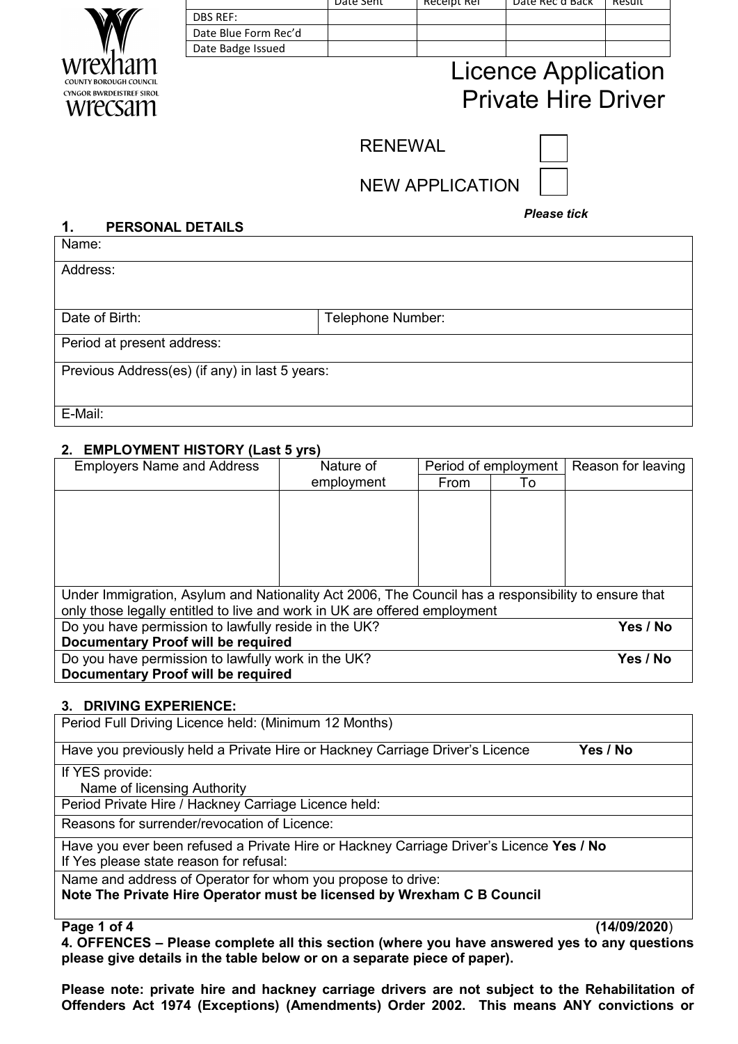| | Date Sent | Receipt Ref | Date Rec'd Back | Result |
|---|---|---|---|---|
| DBS REF: | | | | |
| Date Blue Form Rec'd | | | | |
| Date Badge Issued | | | | |

wrexham
COUNTY BOROUGH COUNCIL
CYNGOR BWRDEISTREF SIROL
wrecsam

# Licence Application Private Hire Driver

RENEWAL ☐

NEW APPLICATION ☐

*Please tick*

## 1. PERSONAL DETAILS

| Name: | |
|---|---|
| Address: | |
| Date of Birth: | Telephone Number: |
| Period at present address: | |
| Previous Address(es) (if any) in last 5 years: | |
| E-Mail: | |

## 2. EMPLOYMENT HISTORY (Last 5 yrs)

| Employers Name and Address | Nature of employment | Period of employment | | Reason for leaving |
|---|---|---|---|---|
| | | From | To | |
| | | | | |

| |
|---|
| Under Immigration, Asylum and Nationality Act 2006, The Council has a responsibility to ensure that only those legally entitled to live and work in UK are offered employment |
| Do you have permission to lawfully reside in the UK? **Yes / No** <br> **Documentary Proof will be required** |
| Do you have permission to lawfully work in the UK? **Yes / No** <br> **Documentary Proof will be required** |

## 3. DRIVING EXPERIENCE:

| |
|---|
| Period Full Driving Licence held: (Minimum 12 Months) |
| Have you previously held a Private Hire or Hackney Carriage Driver's Licence **Yes / No** |
| If YES provide: <br> Name of licensing Authority |
| Period Private Hire / Hackney Carriage Licence held: |
| Reasons for surrender/revocation of Licence: |
| Have you ever been refused a Private Hire or Hackney Carriage Driver's Licence **Yes / No** <br> If Yes please state reason for refusal: |
| Name and address of Operator for whom you propose to drive: <br> **Note The Private Hire Operator must be licensed by Wrexham C B Council** |

**(14/09/2020)**

**4. OFFENCES – Please complete all this section (where you have answered yes to any questions please give details in the table below or on a separate piece of paper).**

**Please note: private hire and hackney carriage drivers are not subject to the Rehabilitation of Offenders Act 1974 (Exceptions) (Amendments) Order 2002. This means ANY convictions or**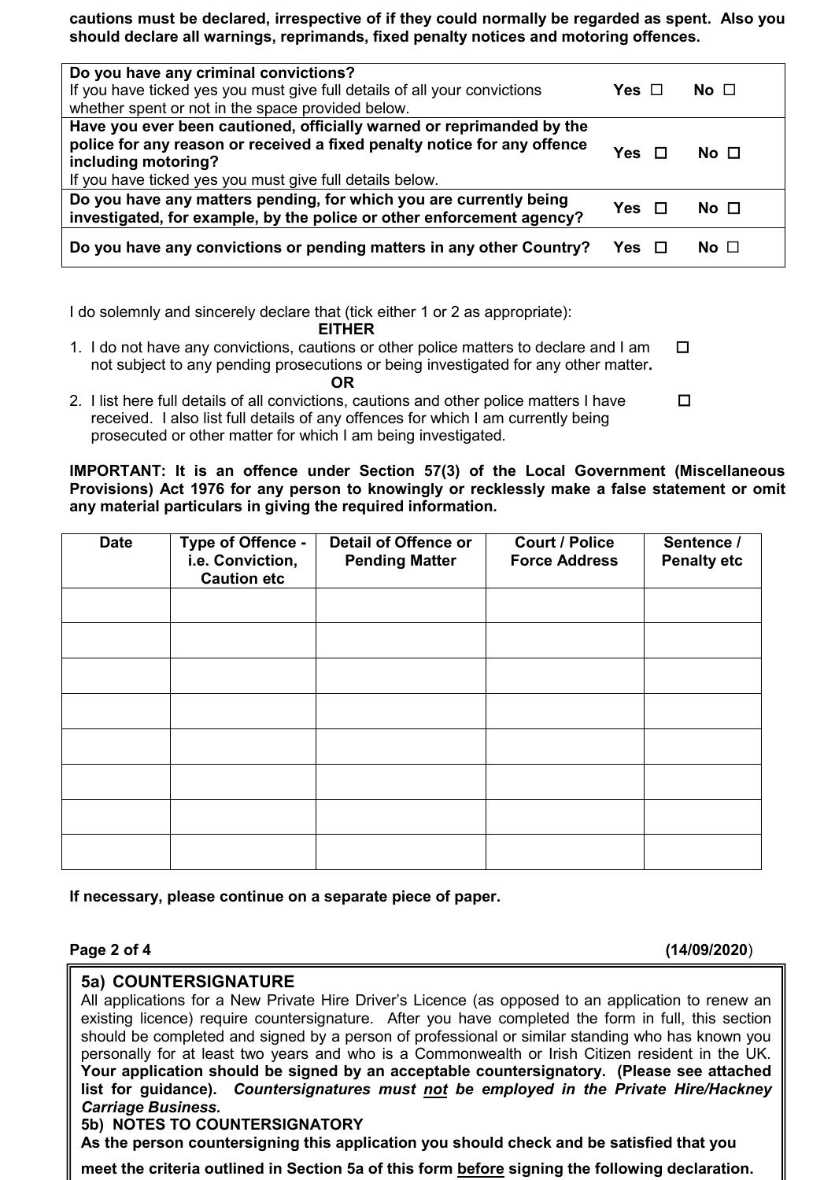**cautions must be declared, irrespective of if they could normally be regarded as spent. Also you should declare all warnings, reprimands, fixed penalty notices and motoring offences.**

| Question | Yes | No |
|---|---|---|
| **Do you have any criminal convictions?** If you have ticked yes you must give full details of all your convictions whether spent or not in the space provided below. | **Yes** ☐ | **No** ☐ |
| **Have you ever been cautioned, officially warned or reprimanded by the police for any reason or received a fixed penalty notice for any offence including motoring?** If you have ticked yes you must give full details below. | **Yes** ☐ | **No** ☐ |
| **Do you have any matters pending, for which you are currently being investigated, for example, by the police or other enforcement agency?** | **Yes** ☐ | **No** ☐ |
| **Do you have any convictions or pending matters in any other Country?** | **Yes** ☐ | **No** ☐ |

I do solemnly and sincerely declare that (tick either 1 or 2 as appropriate):

**EITHER**

1. I do not have any convictions, cautions or other police matters to declare and I am not subject to any pending prosecutions or being investigated for any other matter**.** ☐

**OR**

2. I list here full details of all convictions, cautions and other police matters I have received. I also list full details of any offences for which I am currently being prosecuted or other matter for which I am being investigated. ☐

**IMPORTANT: It is an offence under Section 57(3) of the Local Government (Miscellaneous Provisions) Act 1976 for any person to knowingly or recklessly make a false statement or omit any material particulars in giving the required information.**

| Date | Type of Offence - i.e. Conviction, Caution etc | Detail of Offence or Pending Matter | Court / Police Force Address | Sentence / Penalty etc |
|---|---|---|---|---|
| | | | | |
| | | | | |
| | | | | |
| | | | | |
| | | | | |
| | | | | |
| | | | | |
| | | | | |

**If necessary, please continue on a separate piece of paper.**

**(14/09/2020)**

## 5a) COUNTERSIGNATURE

All applications for a New Private Hire Driver's Licence (as opposed to an application to renew an existing licence) require countersignature. After you have completed the form in full, this section should be completed and signed by a person of professional or similar standing who has known you personally for at least two years and who is a Commonwealth or Irish Citizen resident in the UK. **Your application should be signed by an acceptable countersignatory. (Please see attached list for guidance).** ***Countersignatures must not be employed in the Private Hire/Hackney Carriage Business.***

## 5b) NOTES TO COUNTERSIGNATORY

**As the person countersigning this application you should check and be satisfied that you meet the criteria outlined in Section 5a of this form before signing the following declaration.**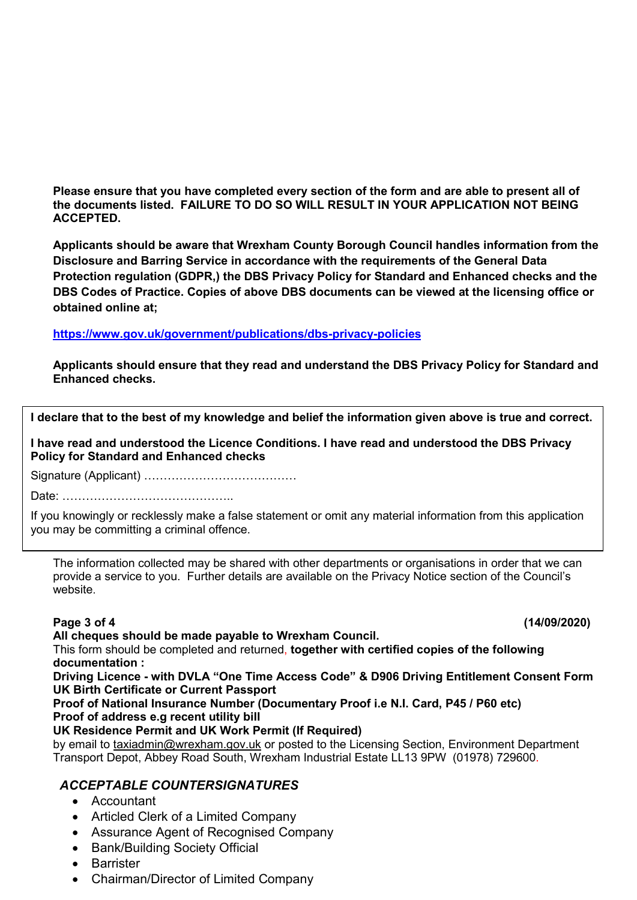**Please ensure that you have completed every section of the form and are able to present all of the documents listed. FAILURE TO DO SO WILL RESULT IN YOUR APPLICATION NOT BEING ACCEPTED.**

**Applicants should be aware that Wrexham County Borough Council handles information from the Disclosure and Barring Service in accordance with the requirements of the General Data Protection regulation (GDPR,) the DBS Privacy Policy for Standard and Enhanced checks and the DBS Codes of Practice. Copies of above DBS documents can be viewed at the licensing office or obtained online at;**

**https://www.gov.uk/government/publications/dbs-privacy-policies**

**Applicants should ensure that they read and understand the DBS Privacy Policy for Standard and Enhanced checks.**

**I declare that to the best of my knowledge and belief the information given above is true and correct.**

**I have read and understood the Licence Conditions. I have read and understood the DBS Privacy Policy for Standard and Enhanced checks**

Signature (Applicant) …………………………………

Date: ……………………………………..

If you knowingly or recklessly make a false statement or omit any material information from this application you may be committing a criminal offence.

The information collected may be shared with other departments or organisations in order that we can provide a service to you. Further details are available on the Privacy Notice section of the Council's website.

**(14/09/2020)**

**All cheques should be made payable to Wrexham Council.**

This form should be completed and returned, **together with certified copies of the following documentation :**

**Driving Licence - with DVLA "One Time Access Code" & D906 Driving Entitlement Consent Form**
**UK Birth Certificate or Current Passport**
**Proof of National Insurance Number (Documentary Proof i.e N.I. Card, P45 / P60 etc)**
**Proof of address e.g recent utility bill**
**UK Residence Permit and UK Work Permit (If Required)**

by email to taxiadmin@wrexham.gov.uk or posted to the Licensing Section, Environment Department Transport Depot, Abbey Road South, Wrexham Industrial Estate LL13 9PW (01978) 729600.

***ACCEPTABLE COUNTERSIGNATURES***

- Accountant
- Articled Clerk of a Limited Company
- Assurance Agent of Recognised Company
- Bank/Building Society Official
- Barrister
- Chairman/Director of Limited Company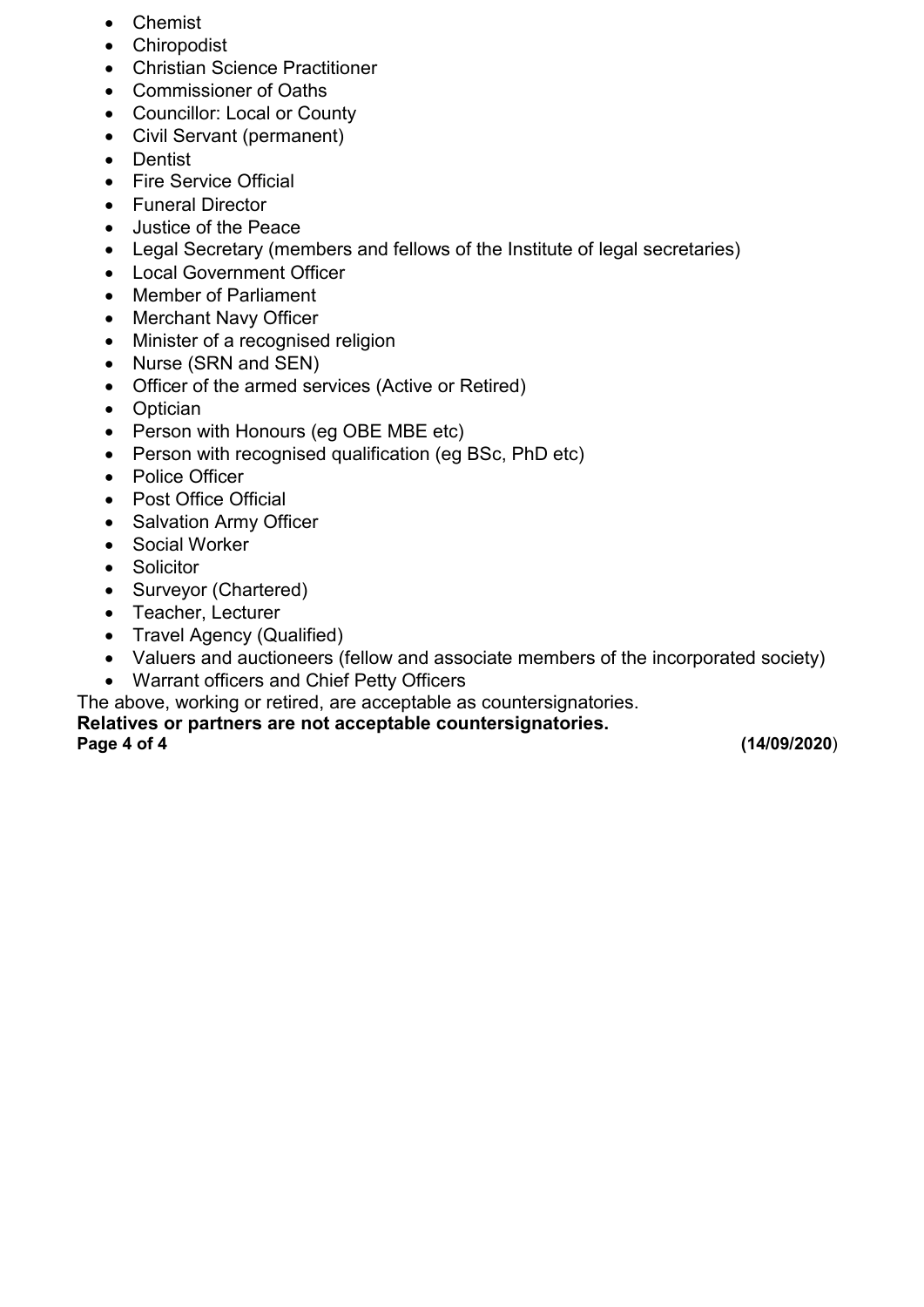- Chemist
- Chiropodist
- Christian Science Practitioner
- Commissioner of Oaths
- Councillor: Local or County
- Civil Servant (permanent)
- Dentist
- Fire Service Official
- Funeral Director
- Justice of the Peace
- Legal Secretary (members and fellows of the Institute of legal secretaries)
- Local Government Officer
- Member of Parliament
- Merchant Navy Officer
- Minister of a recognised religion
- Nurse (SRN and SEN)
- Officer of the armed services (Active or Retired)
- Optician
- Person with Honours (eg OBE MBE etc)
- Person with recognised qualification (eg BSc, PhD etc)
- Police Officer
- Post Office Official
- Salvation Army Officer
- Social Worker
- Solicitor
- Surveyor (Chartered)
- Teacher, Lecturer
- Travel Agency (Qualified)
- Valuers and auctioneers (fellow and associate members of the incorporated society)
- Warrant officers and Chief Petty Officers

The above, working or retired, are acceptable as countersignatories.

**Relatives or partners are not acceptable countersignatories.**

**(14/09/2020**)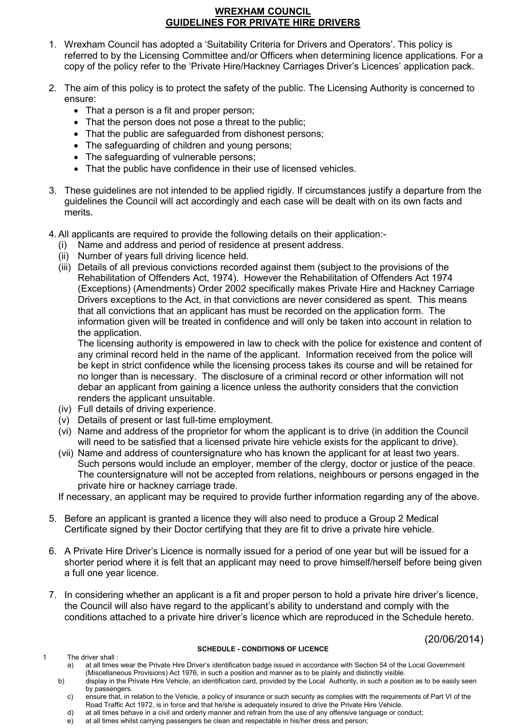# WREXHAM COUNCIL
## GUIDELINES FOR PRIVATE HIRE DRIVERS

1. Wrexham Council has adopted a 'Suitability Criteria for Drivers and Operators'. This policy is referred to by the Licensing Committee and/or Officers when determining licence applications. For a copy of the policy refer to the 'Private Hire/Hackney Carriages Driver's Licences' application pack.

2. The aim of this policy is to protect the safety of the public. The Licensing Authority is concerned to ensure:
   - That a person is a fit and proper person;
   - That the person does not pose a threat to the public;
   - That the public are safeguarded from dishonest persons;
   - The safeguarding of children and young persons;
   - The safeguarding of vulnerable persons;
   - That the public have confidence in their use of licensed vehicles.

3. These guidelines are not intended to be applied rigidly. If circumstances justify a departure from the guidelines the Council will act accordingly and each case will be dealt with on its own facts and merits.

4. All applicants are required to provide the following details on their application:-
   (i) Name and address and period of residence at present address.
   (ii) Number of years full driving licence held.
   (iii) Details of all previous convictions recorded against them (subject to the provisions of the Rehabilitation of Offenders Act, 1974). However the Rehabilitation of Offenders Act 1974 (Exceptions) (Amendments) Order 2002 specifically makes Private Hire and Hackney Carriage Drivers exceptions to the Act, in that convictions are never considered as spent. This means that all convictions that an applicant has must be recorded on the application form. The information given will be treated in confidence and will only be taken into account in relation to the application.
   The licensing authority is empowered in law to check with the police for existence and content of any criminal record held in the name of the applicant. Information received from the police will be kept in strict confidence while the licensing process takes its course and will be retained for no longer than is necessary. The disclosure of a criminal record or other information will not debar an applicant from gaining a licence unless the authority considers that the conviction renders the applicant unsuitable.
   (iv) Full details of driving experience.
   (v) Details of present or last full-time employment.
   (vi) Name and address of the proprietor for whom the applicant is to drive (in addition the Council will need to be satisfied that a licensed private hire vehicle exists for the applicant to drive).
   (vii) Name and address of countersignature who has known the applicant for at least two years. Such persons would include an employer, member of the clergy, doctor or justice of the peace. The countersignature will not be accepted from relations, neighbours or persons engaged in the private hire or hackney carriage trade.

   If necessary, an applicant may be required to provide further information regarding any of the above.

5. Before an applicant is granted a licence they will also need to produce a Group 2 Medical Certificate signed by their Doctor certifying that they are fit to drive a private hire vehicle.

6. A Private Hire Driver's Licence is normally issued for a period of one year but will be issued for a shorter period where it is felt that an applicant may need to prove himself/herself before being given a full one year licence.

7. In considering whether an applicant is a fit and proper person to hold a private hire driver's licence, the Council will also have regard to the applicant's ability to understand and comply with the conditions attached to a private hire driver's licence which are reproduced in the Schedule hereto.

(20/06/2014)

**SCHEDULE - CONDITIONS OF LICENCE**

1 The driver shall :
   a) at all times wear the Private Hire Driver's identification badge issued in accordance with Section 54 of the Local Government (Miscellaneous Provisions) Act 1976, in such a position and manner as to be plainly and distinctly visible.
   b) display in the Private Hire Vehicle, an identification card, provided by the Local Authority, in such a position as to be easily seen by passengers.
   c) ensure that, in relation to the Vehicle, a policy of insurance or such security as complies with the requirements of Part VI of the Road Traffic Act 1972, is in force and that he/she is adequately insured to drive the Private Hire Vehicle.
   d) at all times behave in a civil and orderly manner and refrain from the use of any offensive language or conduct;
   e) at all times whilst carrying passengers be clean and respectable in his/her dress and person;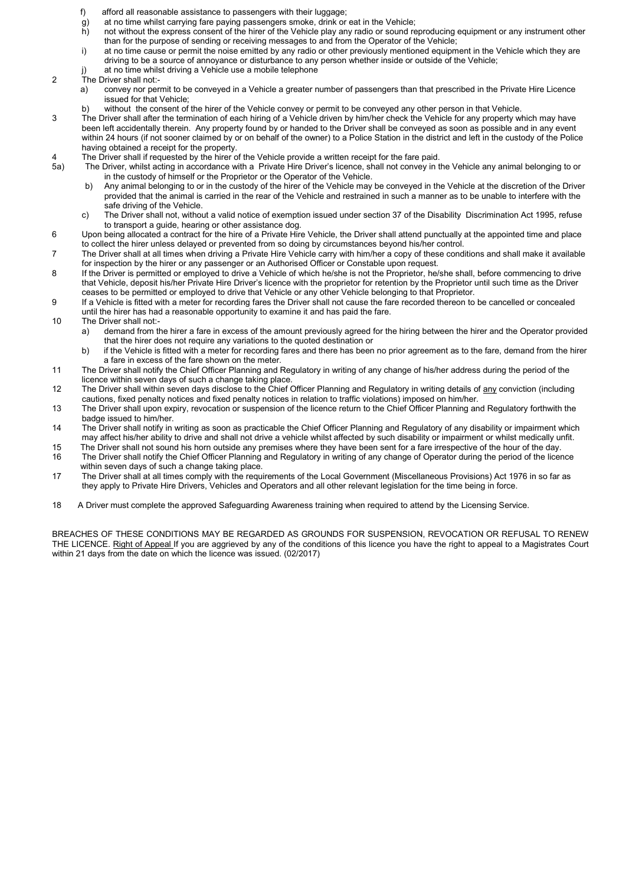f) afford all reasonable assistance to passengers with their luggage;
g) at no time whilst carrying fare paying passengers smoke, drink or eat in the Vehicle;
h) not without the express consent of the hirer of the Vehicle play any radio or sound reproducing equipment or any instrument other than for the purpose of sending or receiving messages to and from the Operator of the Vehicle;
i) at no time cause or permit the noise emitted by any radio or other previously mentioned equipment in the Vehicle which they are driving to be a source of annoyance or disturbance to any person whether inside or outside of the Vehicle;
j) at no time whilst driving a Vehicle use a mobile telephone

2 The Driver shall not:-
  a) convey nor permit to be conveyed in a Vehicle a greater number of passengers than that prescribed in the Private Hire Licence issued for that Vehicle;
  b) without the consent of the hirer of the Vehicle convey or permit to be conveyed any other person in that Vehicle.

3 The Driver shall after the termination of each hiring of a Vehicle driven by him/her check the Vehicle for any property which may have been left accidentally therein. Any property found by or handed to the Driver shall be conveyed as soon as possible and in any event within 24 hours (if not sooner claimed by or on behalf of the owner) to a Police Station in the district and left in the custody of the Police having obtained a receipt for the property.

4 The Driver shall if requested by the hirer of the Vehicle provide a written receipt for the fare paid.

5a) The Driver, whilst acting in accordance with a Private Hire Driver's licence, shall not convey in the Vehicle any animal belonging to or in the custody of himself or the Proprietor or the Operator of the Vehicle.
  b) Any animal belonging to or in the custody of the hirer of the Vehicle may be conveyed in the Vehicle at the discretion of the Driver provided that the animal is carried in the rear of the Vehicle and restrained in such a manner as to be unable to interfere with the safe driving of the Vehicle.
  c) The Driver shall not, without a valid notice of exemption issued under section 37 of the Disability Discrimination Act 1995, refuse to transport a guide, hearing or other assistance dog.

6 Upon being allocated a contract for the hire of a Private Hire Vehicle, the Driver shall attend punctually at the appointed time and place to collect the hirer unless delayed or prevented from so doing by circumstances beyond his/her control.

7 The Driver shall at all times when driving a Private Hire Vehicle carry with him/her a copy of these conditions and shall make it available for inspection by the hirer or any passenger or an Authorised Officer or Constable upon request.

8 If the Driver is permitted or employed to drive a Vehicle of which he/she is not the Proprietor, he/she shall, before commencing to drive that Vehicle, deposit his/her Private Hire Driver's licence with the proprietor for retention by the Proprietor until such time as the Driver ceases to be permitted or employed to drive that Vehicle or any other Vehicle belonging to that Proprietor.

9 If a Vehicle is fitted with a meter for recording fares the Driver shall not cause the fare recorded thereon to be cancelled or concealed until the hirer has had a reasonable opportunity to examine it and has paid the fare.

10 The Driver shall not:-
  a) demand from the hirer a fare in excess of the amount previously agreed for the hiring between the hirer and the Operator provided that the hirer does not require any variations to the quoted destination or
  b) if the Vehicle is fitted with a meter for recording fares and there has been no prior agreement as to the fare, demand from the hirer a fare in excess of the fare shown on the meter.

11 The Driver shall notify the Chief Officer Planning and Regulatory in writing of any change of his/her address during the period of the licence within seven days of such a change taking place.

12 The Driver shall within seven days disclose to the Chief Officer Planning and Regulatory in writing details of <u>any</u> conviction (including cautions, fixed penalty notices and fixed penalty notices in relation to traffic violations) imposed on him/her.

13 The Driver shall upon expiry, revocation or suspension of the licence return to the Chief Officer Planning and Regulatory forthwith the badge issued to him/her.

14 The Driver shall notify in writing as soon as practicable the Chief Officer Planning and Regulatory of any disability or impairment which may affect his/her ability to drive and shall not drive a vehicle whilst affected by such disability or impairment or whilst medically unfit.

15 The Driver shall not sound his horn outside any premises where they have been sent for a fare irrespective of the hour of the day.

16 The Driver shall notify the Chief Officer Planning and Regulatory in writing of any change of Operator during the period of the licence within seven days of such a change taking place.

17 The Driver shall at all times comply with the requirements of the Local Government (Miscellaneous Provisions) Act 1976 in so far as they apply to Private Hire Drivers, Vehicles and Operators and all other relevant legislation for the time being in force.

18 A Driver must complete the approved Safeguarding Awareness training when required to attend by the Licensing Service.

BREACHES OF THESE CONDITIONS MAY BE REGARDED AS GROUNDS FOR SUSPENSION, REVOCATION OR REFUSAL TO RENEW THE LICENCE. <u>Right of Appeal</u> If you are aggrieved by any of the conditions of this licence you have the right to appeal to a Magistrates Court within 21 days from the date on which the licence was issued. (02/2017)